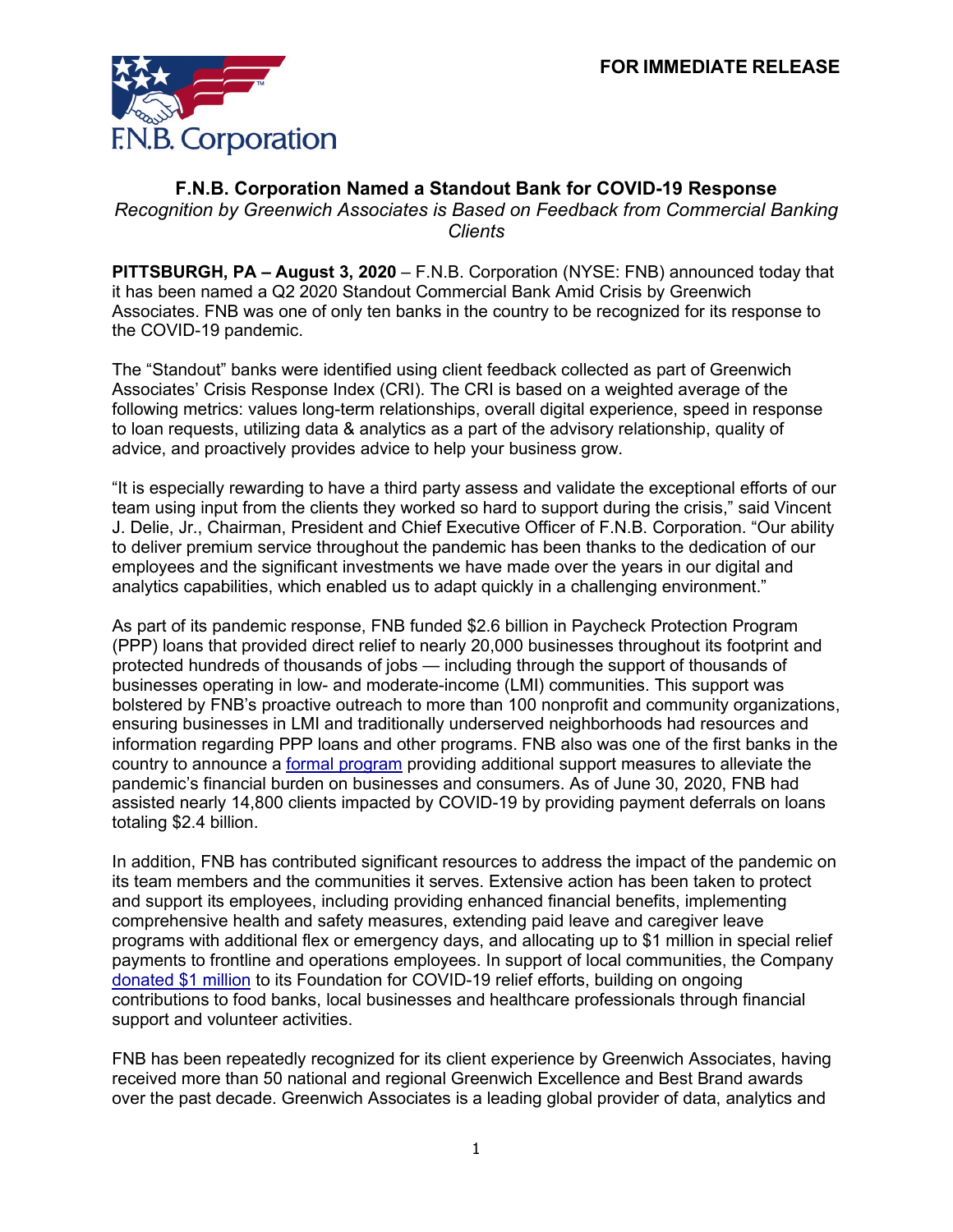**FOR IMMEDIATE RELEASE**

# F.N.B. Corporation Named a Standout Bank for COVID-19 Response

*Recognition by Greenwich Associates is Based on Feedback from Commercial Banking Clients*

**PITTSBURGH, PA – August 3, 2020** – F.N.B. Corporation (NYSE: FNB) announced today that it has been named a Q2 2020 Standout Commercial Bank Amid Crisis by Greenwich Associates. FNB was one of only ten banks in the country to be recognized for its response to the COVID-19 pandemic.

The "Standout" banks were identified using client feedback collected as part of Greenwich Associates' Crisis Response Index (CRI). The CRI is based on a weighted average of the following metrics: values long-term relationships, overall digital experience, speed in response to loan requests, utilizing data & analytics as a part of the advisory relationship, quality of advice, and proactively provides advice to help your business grow.

"It is especially rewarding to have a third party assess and validate the exceptional efforts of our team using input from the clients they worked so hard to support during the crisis," said Vincent J. Delie, Jr., Chairman, President and Chief Executive Officer of F.N.B. Corporation. "Our ability to deliver premium service throughout the pandemic has been thanks to the dedication of our employees and the significant investments we have made over the years in our digital and analytics capabilities, which enabled us to adapt quickly in a challenging environment."

As part of its pandemic response, FNB funded $2.6 billion in Paycheck Protection Program (PPP) loans that provided direct relief to nearly 20,000 businesses throughout its footprint and protected hundreds of thousands of jobs — including through the support of thousands of businesses operating in low- and moderate-income (LMI) communities. This support was bolstered by FNB's proactive outreach to more than 100 nonprofit and community organizations, ensuring businesses in LMI and traditionally underserved neighborhoods had resources and information regarding PPP loans and other programs. FNB also was one of the first banks in the country to announce a formal program providing additional support measures to alleviate the pandemic's financial burden on businesses and consumers. As of June 30, 2020, FNB had assisted nearly 14,800 clients impacted by COVID-19 by providing payment deferrals on loans totaling $2.4 billion.

In addition, FNB has contributed significant resources to address the impact of the pandemic on its team members and the communities it serves. Extensive action has been taken to protect and support its employees, including providing enhanced financial benefits, implementing comprehensive health and safety measures, extending paid leave and caregiver leave programs with additional flex or emergency days, and allocating up to $1 million in special relief payments to frontline and operations employees. In support of local communities, the Company donated $1 million to its Foundation for COVID-19 relief efforts, building on ongoing contributions to food banks, local businesses and healthcare professionals through financial support and volunteer activities.

FNB has been repeatedly recognized for its client experience by Greenwich Associates, having received more than 50 national and regional Greenwich Excellence and Best Brand awards over the past decade. Greenwich Associates is a leading global provider of data, analytics and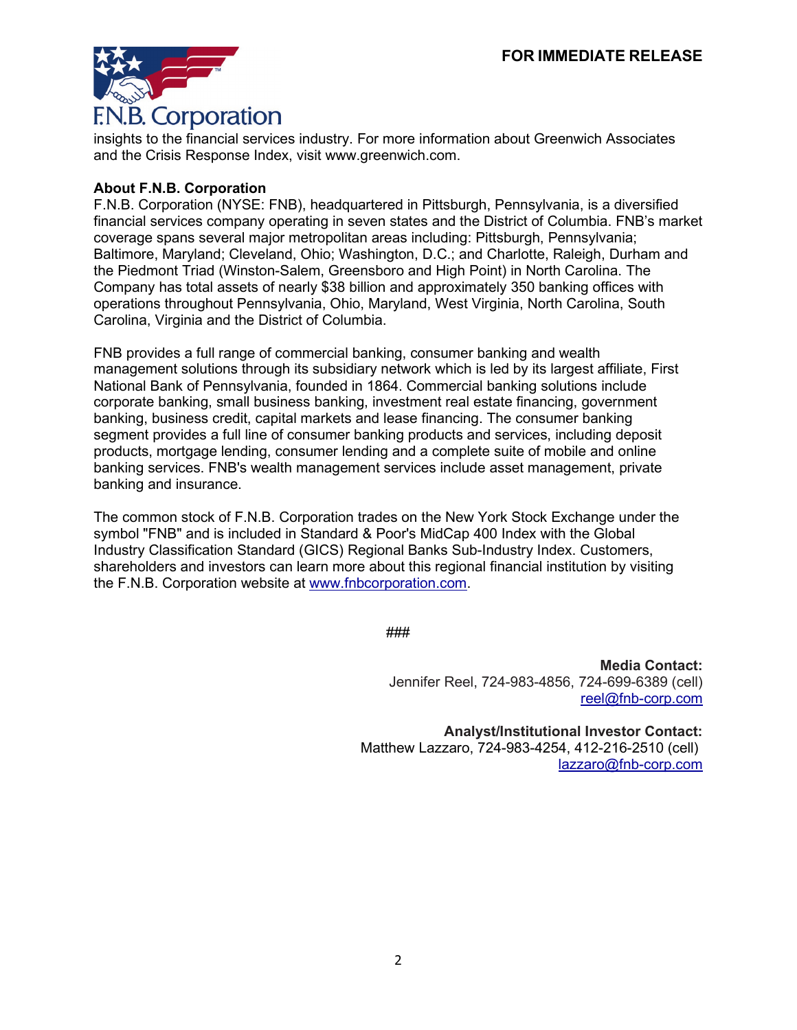insights to the financial services industry. For more information about Greenwich Associates and the Crisis Response Index, visit www.greenwich.com.

**About F.N.B. Corporation**

F.N.B. Corporation (NYSE: FNB), headquartered in Pittsburgh, Pennsylvania, is a diversified financial services company operating in seven states and the District of Columbia. FNB's market coverage spans several major metropolitan areas including: Pittsburgh, Pennsylvania; Baltimore, Maryland; Cleveland, Ohio; Washington, D.C.; and Charlotte, Raleigh, Durham and the Piedmont Triad (Winston-Salem, Greensboro and High Point) in North Carolina. The Company has total assets of nearly $38 billion and approximately 350 banking offices with operations throughout Pennsylvania, Ohio, Maryland, West Virginia, North Carolina, South Carolina, Virginia and the District of Columbia.

FNB provides a full range of commercial banking, consumer banking and wealth management solutions through its subsidiary network which is led by its largest affiliate, First National Bank of Pennsylvania, founded in 1864. Commercial banking solutions include corporate banking, small business banking, investment real estate financing, government banking, business credit, capital markets and lease financing. The consumer banking segment provides a full line of consumer banking products and services, including deposit products, mortgage lending, consumer lending and a complete suite of mobile and online banking services. FNB's wealth management services include asset management, private banking and insurance.

The common stock of F.N.B. Corporation trades on the New York Stock Exchange under the symbol "FNB" and is included in Standard & Poor's MidCap 400 Index with the Global Industry Classification Standard (GICS) Regional Banks Sub-Industry Index. Customers, shareholders and investors can learn more about this regional financial institution by visiting the F.N.B. Corporation website at www.fnbcorporation.com.

###

**Media Contact:**
Jennifer Reel, 724-983-4856, 724-699-6389 (cell)
reel@fnb-corp.com

**Analyst/Institutional Investor Contact:**
Matthew Lazzaro, 724-983-4254, 412-216-2510 (cell)
lazzaro@fnb-corp.com